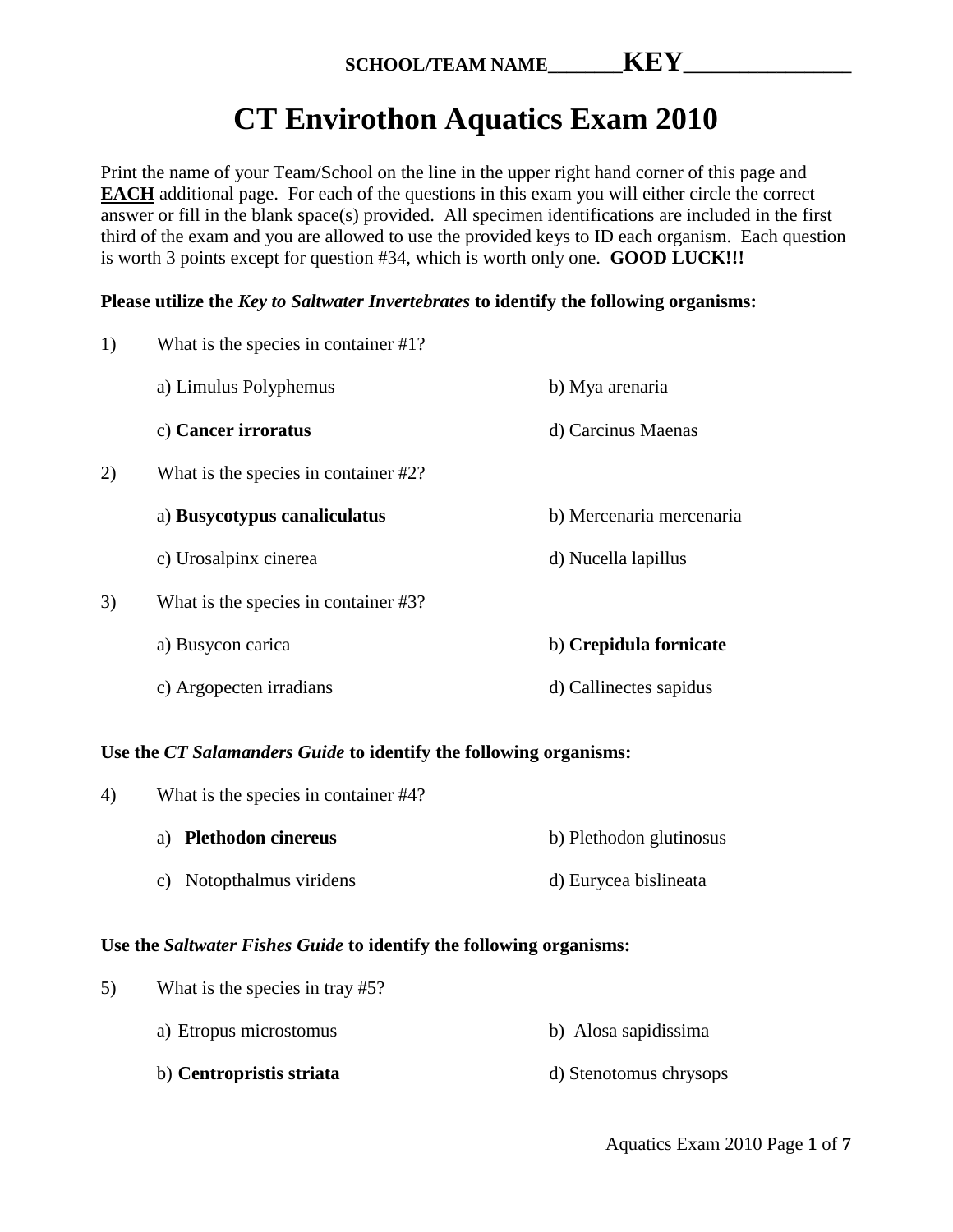**SCHOOL/TEAM NAME_______KEY________________**

# CT Envirothon Aquatics Exam 2010

Print the name of your Team/School on the line in the upper right hand corner of this page and **EACH** additional page. For each of the questions in this exam you will either circle the correct answer or fill in the blank space(s) provided. All specimen identifications are included in the first third of the exam and you are allowed to use the provided keys to ID each organism. Each question is worth 3 points except for question #34, which is worth only one. **GOOD LUCK!!!**

**Please utilize the *Key to Saltwater Invertebrates* to identify the following organisms:**

1) What is the species in container #1?

a) Limulus Polyphemus
b) Mya arenaria
c) **Cancer irroratus**
d) Carcinus Maenas

2) What is the species in container #2?

a) **Busycotypus canaliculatus**
b) Mercenaria mercenaria
c) Urosalpinx cinerea
d) Nucella lapillus

3) What is the species in container #3?

a) Busycon carica
b) **Crepidula fornicate**
c) Argopecten irradians
d) Callinectes sapidus

**Use the *CT Salamanders Guide* to identify the following organisms:**

4) What is the species in container #4?

a) **Plethodon cinereus**
b) Plethodon glutinosus
c) Notopthalmus viridens
d) Eurycea bislineata

**Use the *Saltwater Fishes Guide* to identify the following organisms:**

5) What is the species in tray #5?

a) Etropus microstomus
b) Alosa sapidissima
b) **Centropristis striata**
d) Stenotomus chrysops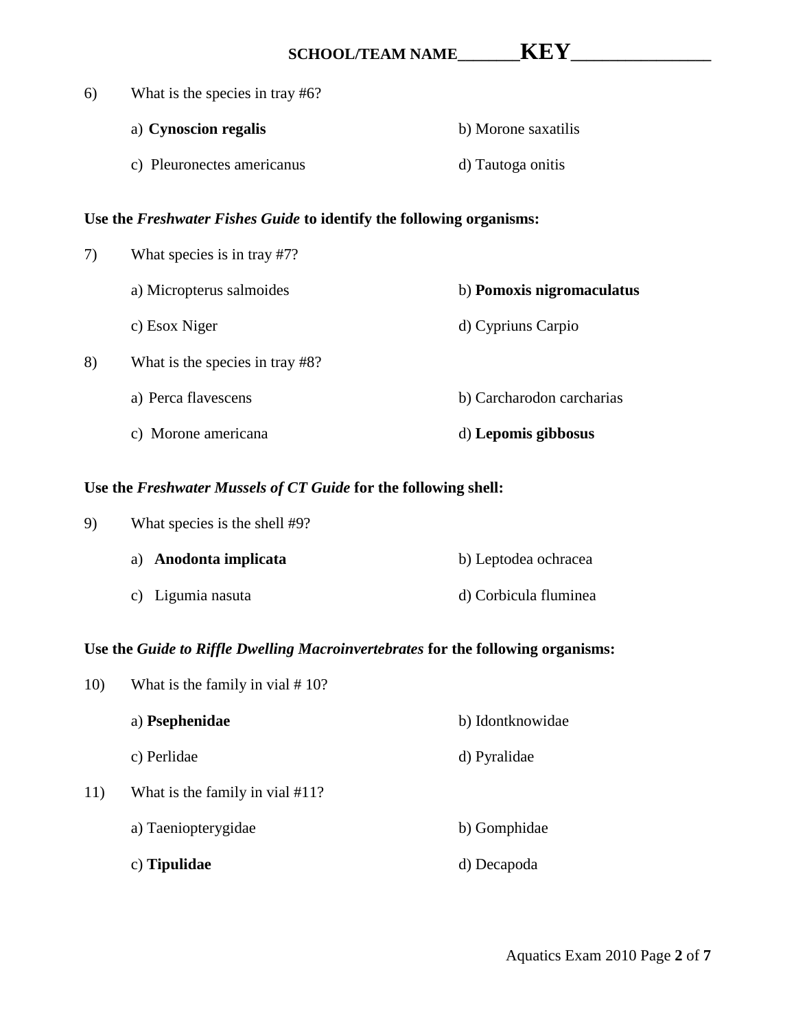**SCHOOL/TEAM NAME_______KEY________________**

6) What is the species in tray #6?

a) **Cynoscion regalis**
b) Morone saxatilis
c) Pleuronectes americanus
d) Tautoga onitis

**Use the *Freshwater Fishes Guide* to identify the following organisms:**

7) What species is in tray #7?

a) Micropterus salmoides
b) **Pomoxis nigromaculatus**
c) Esox Niger
d) Cypriuns Carpio

8) What is the species in tray #8?

a) Perca flavescens
b) Carcharodon carcharias
c) Morone americana
d) **Lepomis gibbosus**

**Use the *Freshwater Mussels of CT Guide* for the following shell:**

9) What species is the shell #9?

a) **Anodonta implicata**
b) Leptodea ochracea
c) Ligumia nasuta
d) Corbicula fluminea

**Use the *Guide to Riffle Dwelling Macroinvertebrates* for the following organisms:**

10) What is the family in vial # 10?

a) **Psephenidae**
b) Idontknowidae
c) Perlidae
d) Pyralidae

11) What is the family in vial #11?

a) Taeniopterygidae
b) Gomphidae
c) **Tipulidae**
d) Decapoda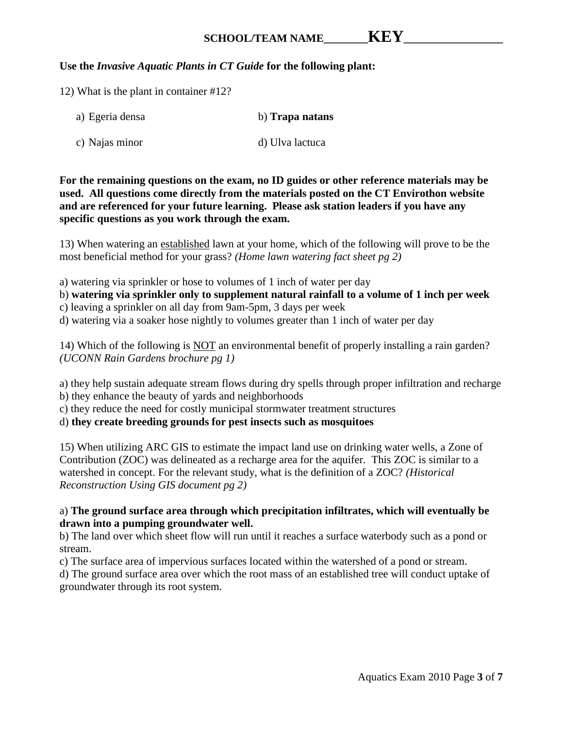**SCHOOL/TEAM NAME_______KEY________________**

**Use the *Invasive Aquatic Plants in CT Guide* for the following plant:**

12) What is the plant in container #12?

a) Egeria densa b) **Trapa natans**

c) Najas minor d) Ulva lactuca

**For the remaining questions on the exam, no ID guides or other reference materials may be used. All questions come directly from the materials posted on the CT Envirothon website and are referenced for your future learning. Please ask station leaders if you have any specific questions as you work through the exam.**

13) When watering an established lawn at your home, which of the following will prove to be the most beneficial method for your grass? *(Home lawn watering fact sheet pg 2)*

a) watering via sprinkler or hose to volumes of 1 inch of water per day
b) **watering via sprinkler only to supplement natural rainfall to a volume of 1 inch per week**
c) leaving a sprinkler on all day from 9am-5pm, 3 days per week
d) watering via a soaker hose nightly to volumes greater than 1 inch of water per day

14) Which of the following is NOT an environmental benefit of properly installing a rain garden? *(UCONN Rain Gardens brochure pg 1)*

a) they help sustain adequate stream flows during dry spells through proper infiltration and recharge
b) they enhance the beauty of yards and neighborhoods
c) they reduce the need for costly municipal stormwater treatment structures
d) **they create breeding grounds for pest insects such as mosquitoes**

15) When utilizing ARC GIS to estimate the impact land use on drinking water wells, a Zone of Contribution (ZOC) was delineated as a recharge area for the aquifer. This ZOC is similar to a watershed in concept. For the relevant study, what is the definition of a ZOC? *(Historical Reconstruction Using GIS document pg 2)*

a) **The ground surface area through which precipitation infiltrates, which will eventually be drawn into a pumping groundwater well.**
b) The land over which sheet flow will run until it reaches a surface waterbody such as a pond or stream.
c) The surface area of impervious surfaces located within the watershed of a pond or stream.
d) The ground surface area over which the root mass of an established tree will conduct uptake of groundwater through its root system.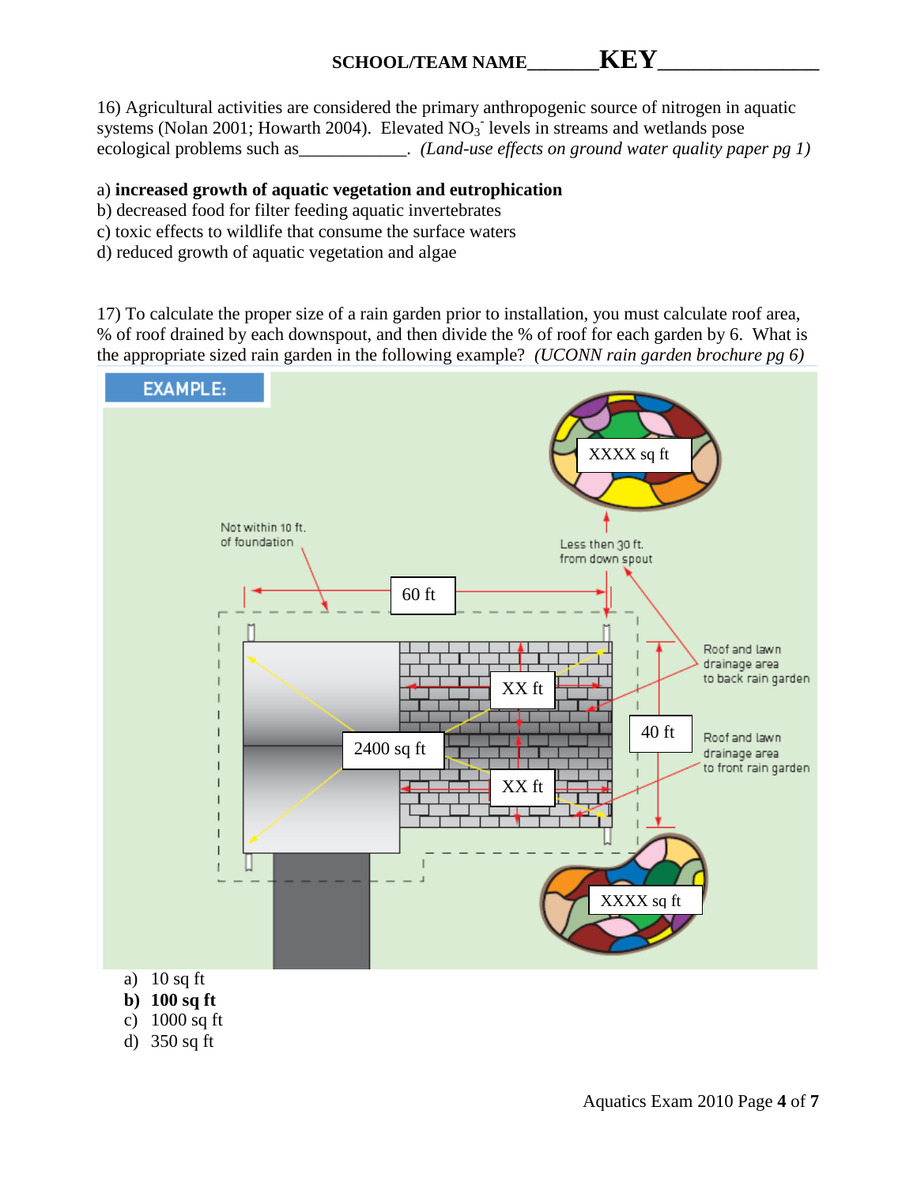SCHOOL/TEAM NAME_______**KEY**_______________

16) Agricultural activities are considered the primary anthropogenic source of nitrogen in aquatic systems (Nolan 2001; Howarth 2004). Elevated $NO_3^-$ levels in streams and wetlands pose ecological problems such as____________. *(Land-use effects on ground water quality paper pg 1)*

a) **increased growth of aquatic vegetation and eutrophication**
b) decreased food for filter feeding aquatic invertebrates
c) toxic effects to wildlife that consume the surface waters
d) reduced growth of aquatic vegetation and algae

17) To calculate the proper size of a rain garden prior to installation, you must calculate roof area, % of roof drained by each downspout, and then divide the % of roof for each garden by 6. What is the appropriate sized rain garden in the following example? *(UCONN rain garden brochure pg 6)*

EXAMPLE:

XXXX sq ft

Not within 10 ft. of foundation

Less then 30 ft. from down spout

60 ft

Roof and lawn drainage area to back rain garden

XX ft

2400 sq ft

40 ft

Roof and lawn drainage area to front rain garden

XX ft

XXXX sq ft

a) 10 sq ft
**b) 100 sq ft**
c) 1000 sq ft
d) 350 sq ft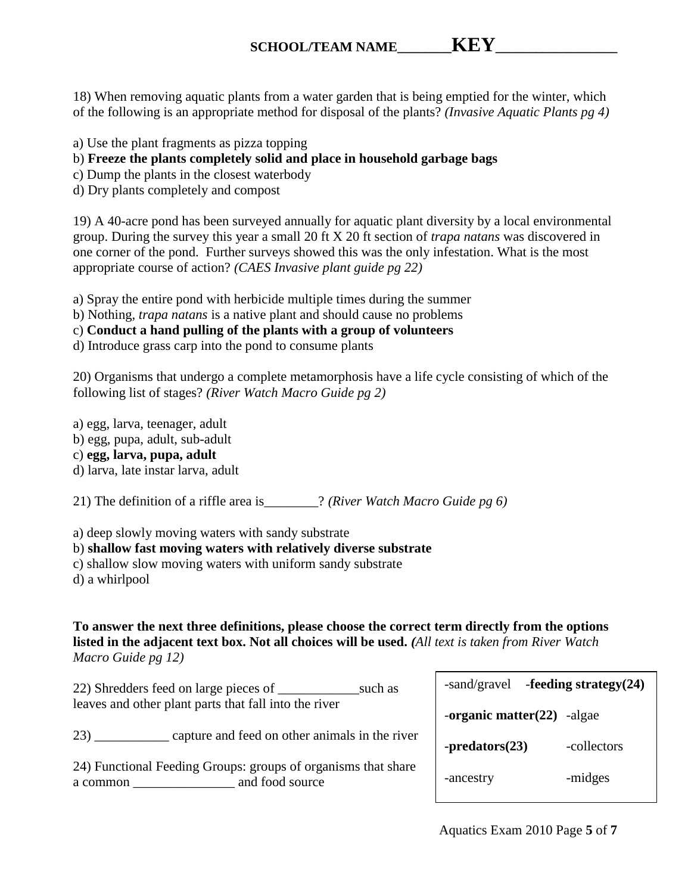**SCHOOL/TEAM NAME_______KEY________________**

18) When removing aquatic plants from a water garden that is being emptied for the winter, which of the following is an appropriate method for disposal of the plants? *(Invasive Aquatic Plants pg 4)*

a) Use the plant fragments as pizza topping
b) **Freeze the plants completely solid and place in household garbage bags**
c) Dump the plants in the closest waterbody
d) Dry plants completely and compost

19) A 40-acre pond has been surveyed annually for aquatic plant diversity by a local environmental group. During the survey this year a small 20 ft X 20 ft section of *trapa natans* was discovered in one corner of the pond. Further surveys showed this was the only infestation. What is the most appropriate course of action? *(CAES Invasive plant guide pg 22)*

a) Spray the entire pond with herbicide multiple times during the summer
b) Nothing, *trapa natans* is a native plant and should cause no problems
c) **Conduct a hand pulling of the plants with a group of volunteers**
d) Introduce grass carp into the pond to consume plants

20) Organisms that undergo a complete metamorphosis have a life cycle consisting of which of the following list of stages? *(River Watch Macro Guide pg 2)*

a) egg, larva, teenager, adult
b) egg, pupa, adult, sub-adult
c) **egg, larva, pupa, adult**
d) larva, late instar larva, adult

21) The definition of a riffle area is________? *(River Watch Macro Guide pg 6)*

a) deep slowly moving waters with sandy substrate
b) **shallow fast moving waters with relatively diverse substrate**
c) shallow slow moving waters with uniform sandy substrate
d) a whirlpool

**To answer the next three definitions, please choose the correct term directly from the options listed in the adjacent text box. Not all choices will be used. (***All text is taken from River Watch Macro Guide pg 12)*

22) Shredders feed on large pieces of ____________such as leaves and other plant parts that fall into the river

23) ___________ capture and feed on other animals in the river

24) Functional Feeding Groups: groups of organisms that share a common _______________ and food source

| | |
|---|---|
| -sand/gravel | **-feeding strategy(24)** |
| **-organic matter(22)** | -algae |
| **-predators(23)** | -collectors |
| -ancestry | -midges |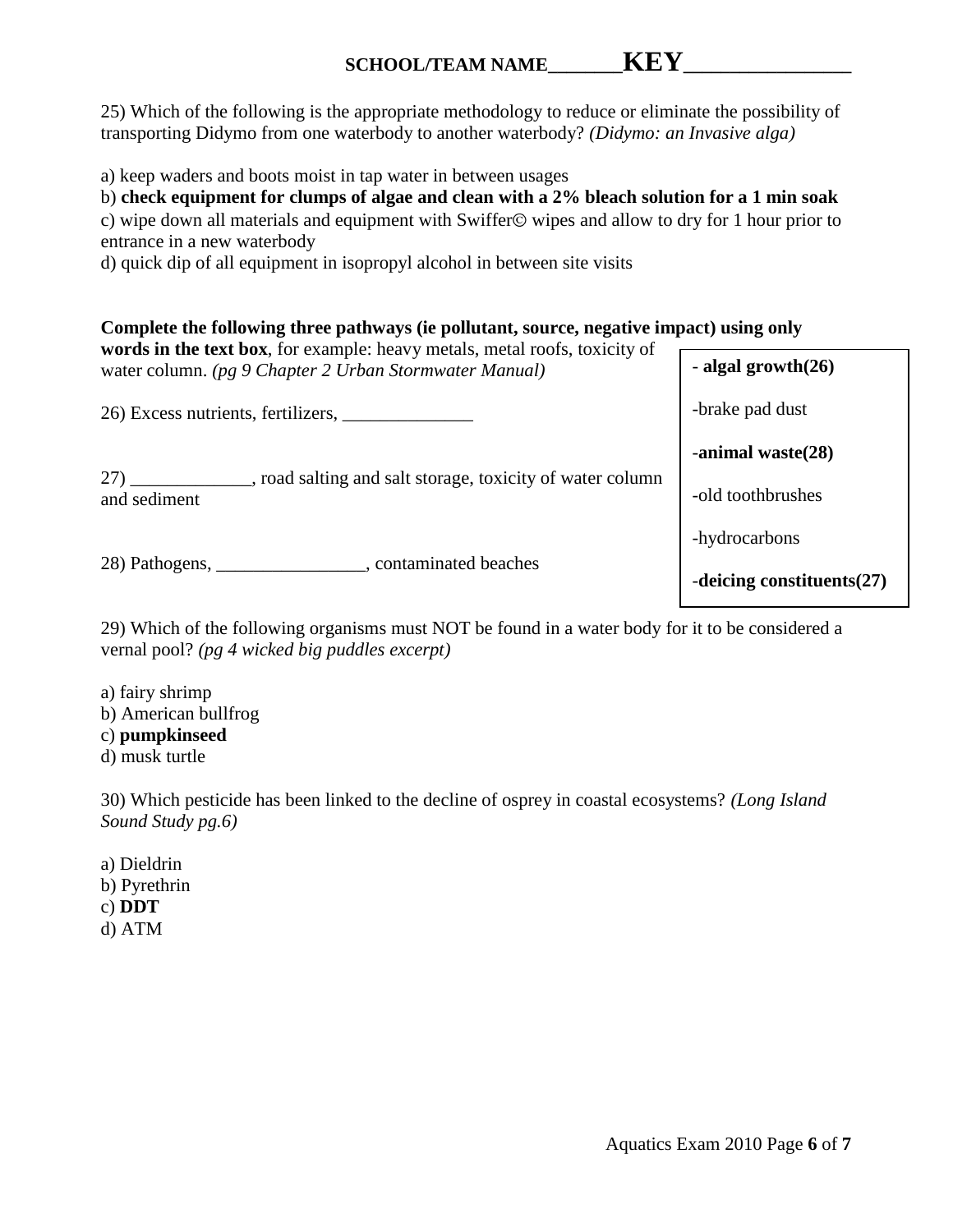SCHOOL/TEAM NAME_______**KEY**_______________

25) Which of the following is the appropriate methodology to reduce or eliminate the possibility of transporting Didymo from one waterbody to another waterbody? *(Didymo: an Invasive alga)*

a) keep waders and boots moist in tap water in between usages
b) **check equipment for clumps of algae and clean with a 2% bleach solution for a 1 min soak**
c) wipe down all materials and equipment with Swiffer© wipes and allow to dry for 1 hour prior to entrance in a new waterbody
d) quick dip of all equipment in isopropyl alcohol in between site visits

**Complete the following three pathways (ie pollutant, source, negative impact) using only words in the text box**, for example: heavy metals, metal roofs, toxicity of water column. *(pg 9 Chapter 2 Urban Stormwater Manual)*

26) Excess nutrients, fertilizers, ______________

27) _____________, road salting and salt storage, toxicity of water column and sediment

28) Pathogens, ________________, contaminated beaches

| |
|---|
| - **algal growth(26)** |
| -brake pad dust |
| -**animal waste(28)** |
| -old toothbrushes |
| -hydrocarbons |
| -**deicing constituents(27)** |

29) Which of the following organisms must NOT be found in a water body for it to be considered a vernal pool? *(pg 4 wicked big puddles excerpt)*

a) fairy shrimp
b) American bullfrog
c) **pumpkinseed**
d) musk turtle

30) Which pesticide has been linked to the decline of osprey in coastal ecosystems? *(Long Island Sound Study pg.6)*

a) Dieldrin
b) Pyrethrin
c) **DDT**
d) ATM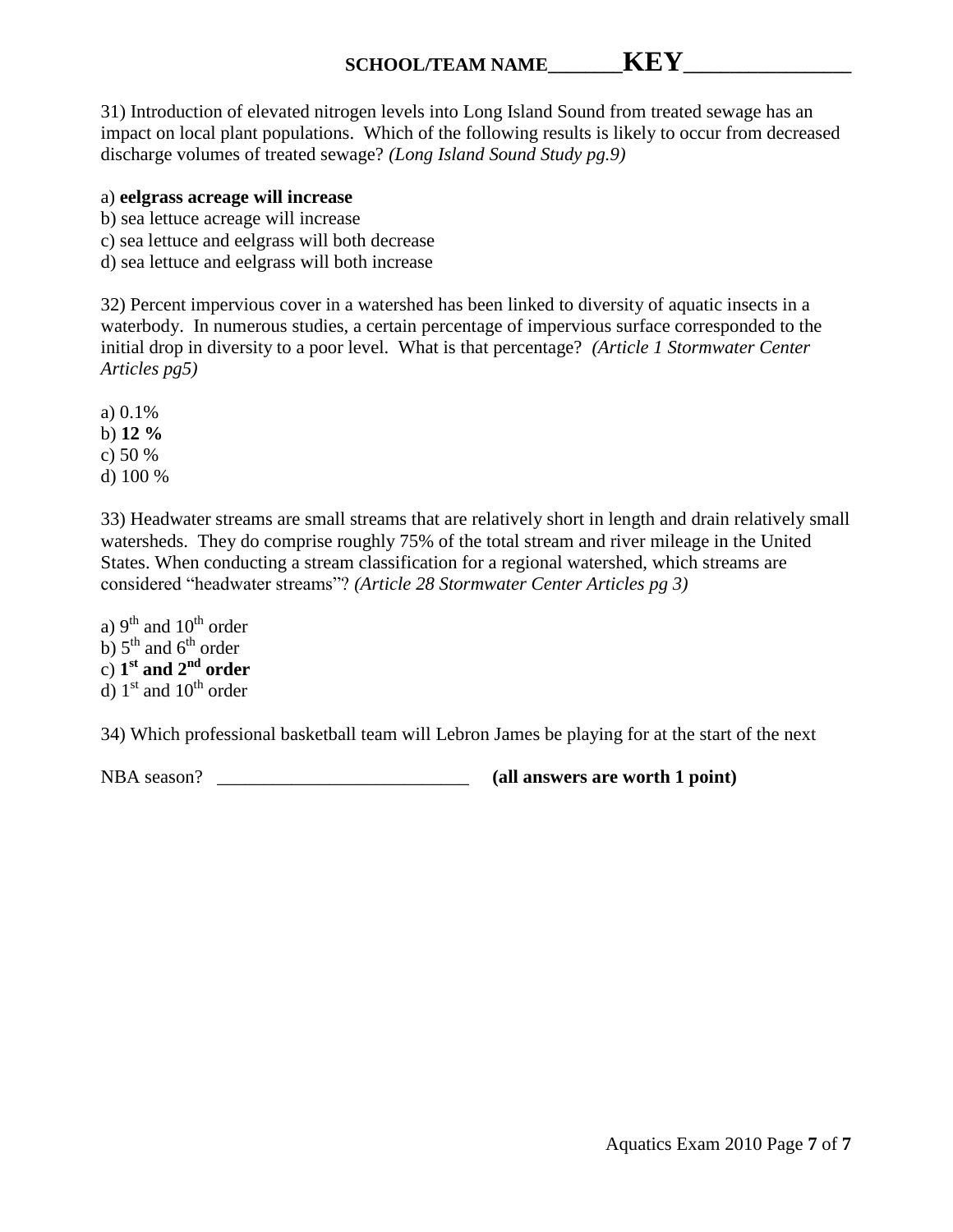**SCHOOL/TEAM NAME_______KEY________________**

31) Introduction of elevated nitrogen levels into Long Island Sound from treated sewage has an impact on local plant populations. Which of the following results is likely to occur from decreased discharge volumes of treated sewage? *(Long Island Sound Study pg.9)*

a) **eelgrass acreage will increase**
b) sea lettuce acreage will increase
c) sea lettuce and eelgrass will both decrease
d) sea lettuce and eelgrass will both increase

32) Percent impervious cover in a watershed has been linked to diversity of aquatic insects in a waterbody. In numerous studies, a certain percentage of impervious surface corresponded to the initial drop in diversity to a poor level. What is that percentage? *(Article 1 Stormwater Center Articles pg5)*

a) 0.1%
b) **12 %**
c) 50 %
d) 100 %

33) Headwater streams are small streams that are relatively short in length and drain relatively small watersheds. They do comprise roughly 75% of the total stream and river mileage in the United States. When conducting a stream classification for a regional watershed, which streams are considered "headwater streams"? *(Article 28 Stormwater Center Articles pg 3)*

a) $9^{th}$ and $10^{th}$ order
b) $5^{th}$ and $6^{th}$ order
c) **$1^{st}$ and $2^{nd}$ order**
d) $1^{st}$ and $10^{th}$ order

34) Which professional basketball team will Lebron James be playing for at the start of the next NBA season? ___________________________ **(all answers are worth 1 point)**